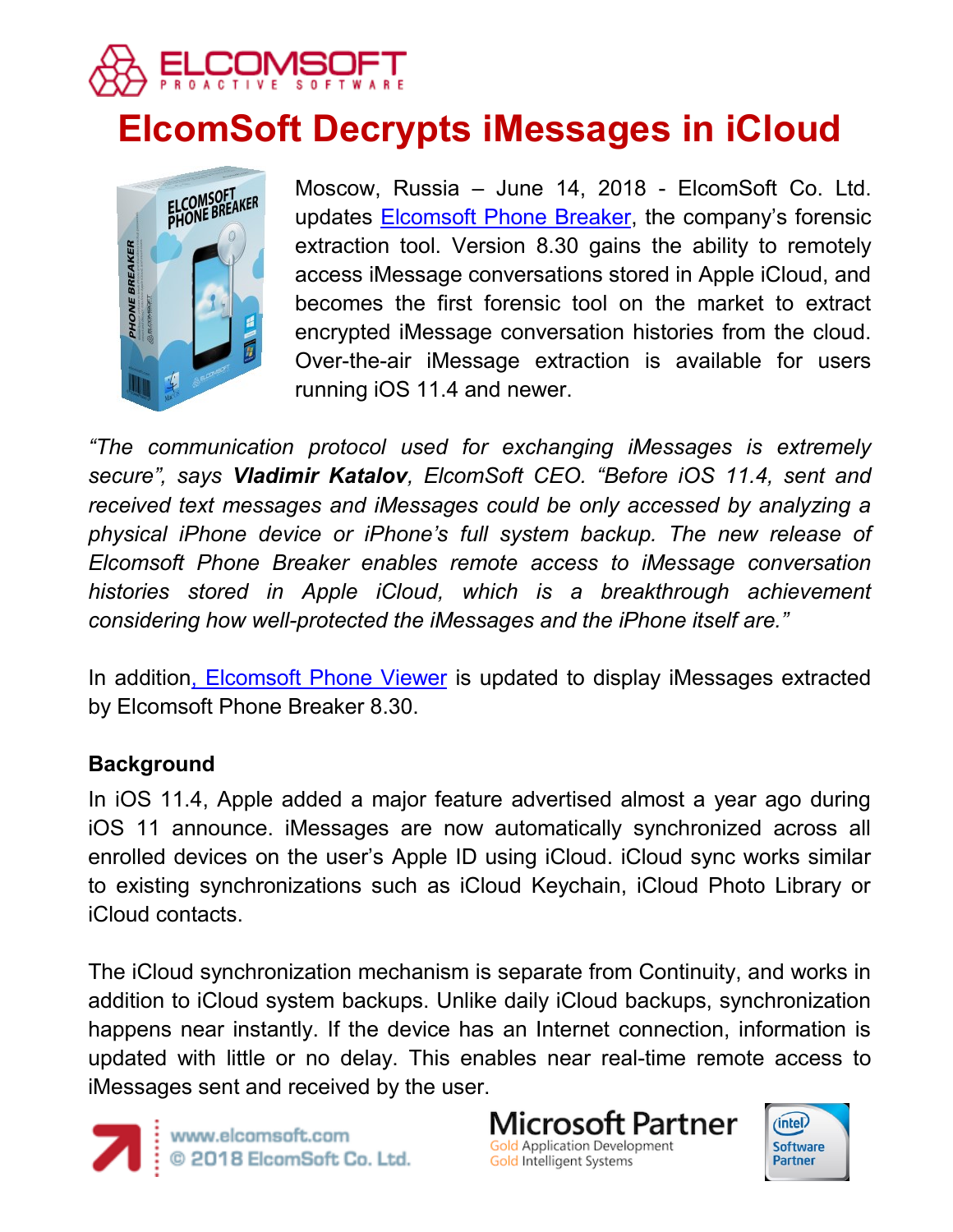# ElcomSoft Decrypts iMessages in iCloud

Moscow, Russia – June 14, 2018 - ElcomSoft Co. Ltd. updates Elcomsoft Phone Breaker, the company's forensic extraction tool. Version 8.30 gains the ability to remotely access iMessage conversations stored in Apple iCloud, and becomes the first forensic tool on the market to extract encrypted iMessage conversation histories from the cloud. Over-the-air iMessage extraction is available for users running iOS 11.4 and newer.

*"The communication protocol used for exchanging iMessages is extremely secure", says* ***Vladimir Katalov****, ElcomSoft CEO. "Before iOS 11.4, sent and received text messages and iMessages could be only accessed by analyzing a physical iPhone device or iPhone's full system backup. The new release of Elcomsoft Phone Breaker enables remote access to iMessage conversation histories stored in Apple iCloud, which is a breakthrough achievement considering how well-protected the iMessages and the iPhone itself are."*

In addition, Elcomsoft Phone Viewer is updated to display iMessages extracted by Elcomsoft Phone Breaker 8.30.

**Background**

In iOS 11.4, Apple added a major feature advertised almost a year ago during iOS 11 announce. iMessages are now automatically synchronized across all enrolled devices on the user's Apple ID using iCloud. iCloud sync works similar to existing synchronizations such as iCloud Keychain, iCloud Photo Library or iCloud contacts.

The iCloud synchronization mechanism is separate from Continuity, and works in addition to iCloud system backups. Unlike daily iCloud backups, synchronization happens near instantly. If the device has an Internet connection, information is updated with little or no delay. This enables near real-time remote access to iMessages sent and received by the user.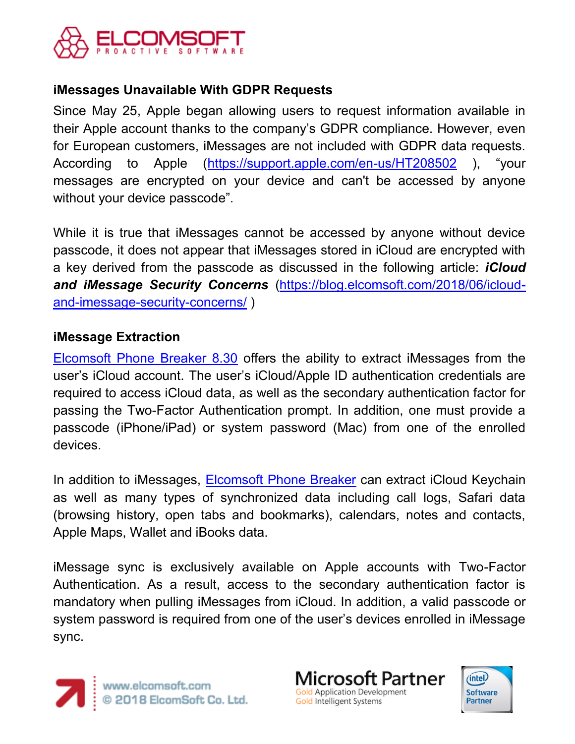### iMessages Unavailable With GDPR Requests

Since May 25, Apple began allowing users to request information available in their Apple account thanks to the company's GDPR compliance. However, even for European customers, iMessages are not included with GDPR data requests. According to Apple (https://support.apple.com/en-us/HT208502 ), "your messages are encrypted on your device and can't be accessed by anyone without your device passcode".

While it is true that iMessages cannot be accessed by anyone without device passcode, it does not appear that iMessages stored in iCloud are encrypted with a key derived from the passcode as discussed in the following article: ***iCloud and iMessage Security Concerns*** (https://blog.elcomsoft.com/2018/06/icloud-and-imessage-security-concerns/ )

### iMessage Extraction

Elcomsoft Phone Breaker 8.30 offers the ability to extract iMessages from the user's iCloud account. The user's iCloud/Apple ID authentication credentials are required to access iCloud data, as well as the secondary authentication factor for passing the Two-Factor Authentication prompt. In addition, one must provide a passcode (iPhone/iPad) or system password (Mac) from one of the enrolled devices.

In addition to iMessages, Elcomsoft Phone Breaker can extract iCloud Keychain as well as many types of synchronized data including call logs, Safari data (browsing history, open tabs and bookmarks), calendars, notes and contacts, Apple Maps, Wallet and iBooks data.

iMessage sync is exclusively available on Apple accounts with Two-Factor Authentication. As a result, access to the secondary authentication factor is mandatory when pulling iMessages from iCloud. In addition, a valid passcode or system password is required from one of the user's devices enrolled in iMessage sync.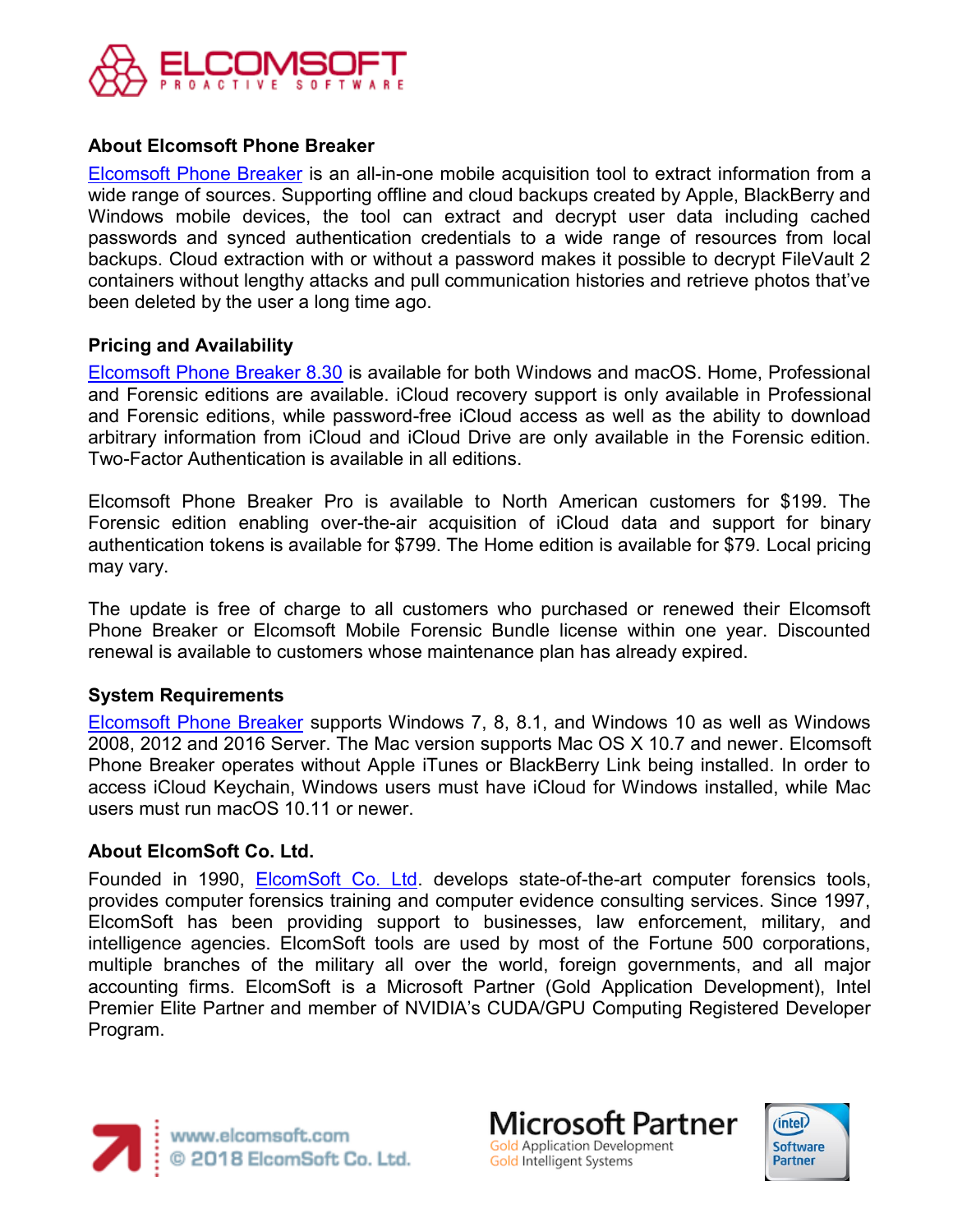## About Elcomsoft Phone Breaker

Elcomsoft Phone Breaker is an all-in-one mobile acquisition tool to extract information from a wide range of sources. Supporting offline and cloud backups created by Apple, BlackBerry and Windows mobile devices, the tool can extract and decrypt user data including cached passwords and synced authentication credentials to a wide range of resources from local backups. Cloud extraction with or without a password makes it possible to decrypt FileVault 2 containers without lengthy attacks and pull communication histories and retrieve photos that've been deleted by the user a long time ago.

## Pricing and Availability

Elcomsoft Phone Breaker 8.30 is available for both Windows and macOS. Home, Professional and Forensic editions are available. iCloud recovery support is only available in Professional and Forensic editions, while password-free iCloud access as well as the ability to download arbitrary information from iCloud and iCloud Drive are only available in the Forensic edition. Two-Factor Authentication is available in all editions.

Elcomsoft Phone Breaker Pro is available to North American customers for $199. The Forensic edition enabling over-the-air acquisition of iCloud data and support for binary authentication tokens is available for $799. The Home edition is available for $79. Local pricing may vary.

The update is free of charge to all customers who purchased or renewed their Elcomsoft Phone Breaker or Elcomsoft Mobile Forensic Bundle license within one year. Discounted renewal is available to customers whose maintenance plan has already expired.

## System Requirements

Elcomsoft Phone Breaker supports Windows 7, 8, 8.1, and Windows 10 as well as Windows 2008, 2012 and 2016 Server. The Mac version supports Mac OS X 10.7 and newer. Elcomsoft Phone Breaker operates without Apple iTunes or BlackBerry Link being installed. In order to access iCloud Keychain, Windows users must have iCloud for Windows installed, while Mac users must run macOS 10.11 or newer.

## About ElcomSoft Co. Ltd.

Founded in 1990, ElcomSoft Co. Ltd. develops state-of-the-art computer forensics tools, provides computer forensics training and computer evidence consulting services. Since 1997, ElcomSoft has been providing support to businesses, law enforcement, military, and intelligence agencies. ElcomSoft tools are used by most of the Fortune 500 corporations, multiple branches of the military all over the world, foreign governments, and all major accounting firms. ElcomSoft is a Microsoft Partner (Gold Application Development), Intel Premier Elite Partner and member of NVIDIA's CUDA/GPU Computing Registered Developer Program.

www.elcomsoft.com
© 2018 ElcomSoft Co. Ltd.

Microsoft Partner
Gold Application Development
Gold Intelligent Systems

Intel Software Partner